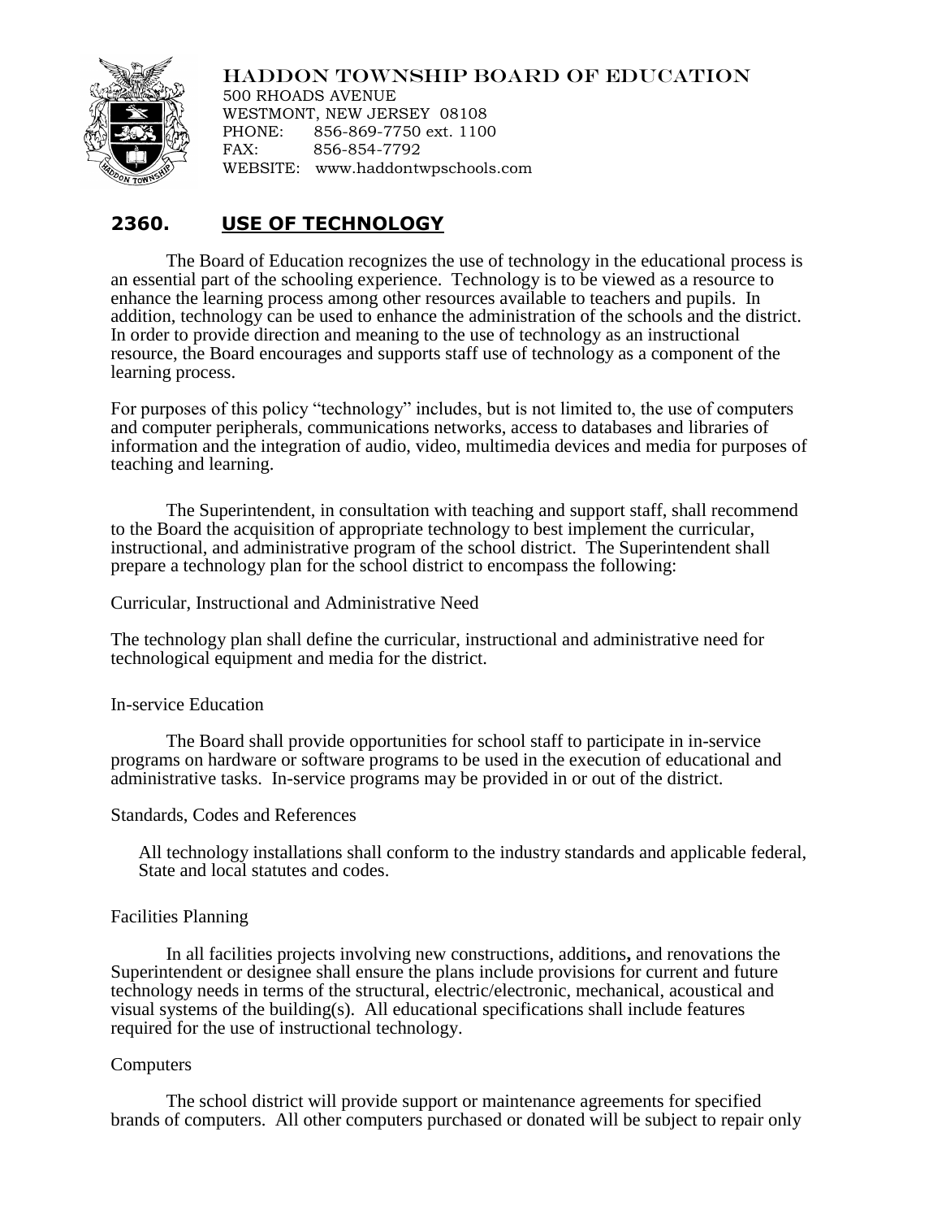# HADDON TOWNSHIP BOARD OF EDUCATION

500 RHOADS AVENUE
WESTMONT, NEW JERSEY 08108
PHONE: 856-869-7750 ext. 1100
FAX: 856-854-7792
WEBSITE: www.haddontwpschools.com

## 2360. USE OF TECHNOLOGY

The Board of Education recognizes the use of technology in the educational process is an essential part of the schooling experience. Technology is to be viewed as a resource to enhance the learning process among other resources available to teachers and pupils. In addition, technology can be used to enhance the administration of the schools and the district. In order to provide direction and meaning to the use of technology as an instructional resource, the Board encourages and supports staff use of technology as a component of the learning process.

For purposes of this policy "technology" includes, but is not limited to, the use of computers and computer peripherals, communications networks, access to databases and libraries of information and the integration of audio, video, multimedia devices and media for purposes of teaching and learning.

The Superintendent, in consultation with teaching and support staff, shall recommend to the Board the acquisition of appropriate technology to best implement the curricular, instructional, and administrative program of the school district. The Superintendent shall prepare a technology plan for the school district to encompass the following:

Curricular, Instructional and Administrative Need

The technology plan shall define the curricular, instructional and administrative need for technological equipment and media for the district.

In-service Education

The Board shall provide opportunities for school staff to participate in in-service programs on hardware or software programs to be used in the execution of educational and administrative tasks. In-service programs may be provided in or out of the district.

Standards, Codes and References

All technology installations shall conform to the industry standards and applicable federal, State and local statutes and codes.

Facilities Planning

In all facilities projects involving new constructions, additions**,** and renovations the Superintendent or designee shall ensure the plans include provisions for current and future technology needs in terms of the structural, electric/electronic, mechanical, acoustical and visual systems of the building(s). All educational specifications shall include features required for the use of instructional technology.

Computers

The school district will provide support or maintenance agreements for specified brands of computers. All other computers purchased or donated will be subject to repair only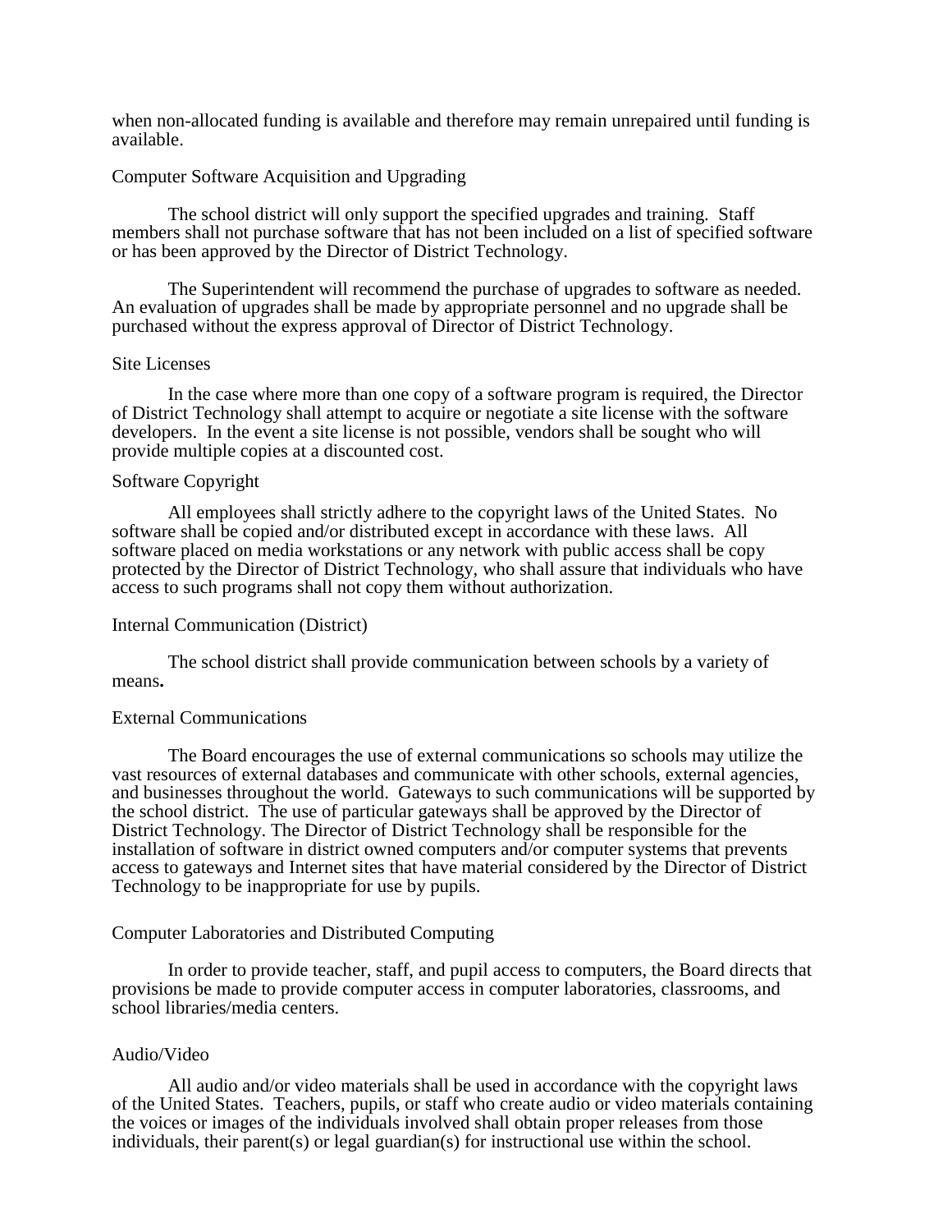when non-allocated funding is available and therefore may remain unrepaired until funding is available.

### Computer Software Acquisition and Upgrading

The school district will only support the specified upgrades and training. Staff members shall not purchase software that has not been included on a list of specified software or has been approved by the Director of District Technology.

The Superintendent will recommend the purchase of upgrades to software as needed. An evaluation of upgrades shall be made by appropriate personnel and no upgrade shall be purchased without the express approval of Director of District Technology.

### Site Licenses

In the case where more than one copy of a software program is required, the Director of District Technology shall attempt to acquire or negotiate a site license with the software developers. In the event a site license is not possible, vendors shall be sought who will provide multiple copies at a discounted cost.

### Software Copyright

All employees shall strictly adhere to the copyright laws of the United States. No software shall be copied and/or distributed except in accordance with these laws. All software placed on media workstations or any network with public access shall be copy protected by the Director of District Technology, who shall assure that individuals who have access to such programs shall not copy them without authorization.

### Internal Communication (District)

The school district shall provide communication between schools by a variety of means**.**

### External Communications

The Board encourages the use of external communications so schools may utilize the vast resources of external databases and communicate with other schools, external agencies, and businesses throughout the world. Gateways to such communications will be supported by the school district. The use of particular gateways shall be approved by the Director of District Technology. The Director of District Technology shall be responsible for the installation of software in district owned computers and/or computer systems that prevents access to gateways and Internet sites that have material considered by the Director of District Technology to be inappropriate for use by pupils.

### Computer Laboratories and Distributed Computing

In order to provide teacher, staff, and pupil access to computers, the Board directs that provisions be made to provide computer access in computer laboratories, classrooms, and school libraries/media centers.

### Audio/Video

All audio and/or video materials shall be used in accordance with the copyright laws of the United States. Teachers, pupils, or staff who create audio or video materials containing the voices or images of the individuals involved shall obtain proper releases from those individuals, their parent(s) or legal guardian(s) for instructional use within the school.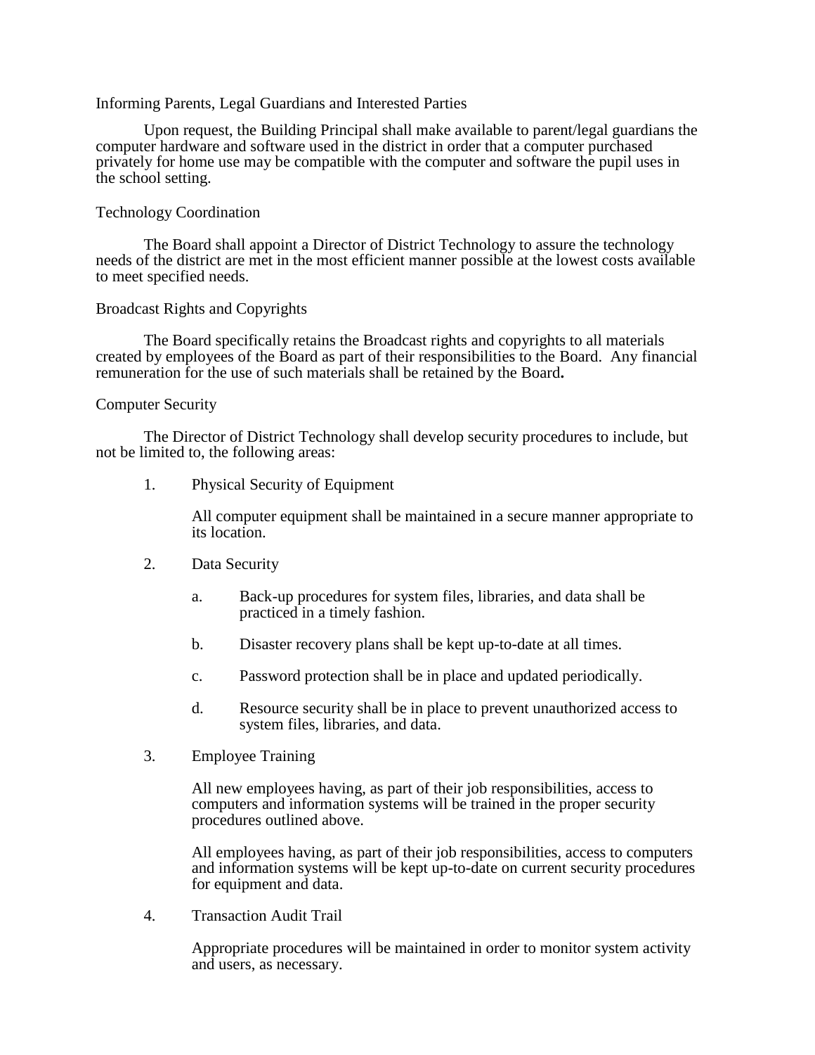## Informing Parents, Legal Guardians and Interested Parties

Upon request, the Building Principal shall make available to parent/legal guardians the computer hardware and software used in the district in order that a computer purchased privately for home use may be compatible with the computer and software the pupil uses in the school setting.

## Technology Coordination

The Board shall appoint a Director of District Technology to assure the technology needs of the district are met in the most efficient manner possible at the lowest costs available to meet specified needs.

## Broadcast Rights and Copyrights

The Board specifically retains the Broadcast rights and copyrights to all materials created by employees of the Board as part of their responsibilities to the Board. Any financial remuneration for the use of such materials shall be retained by the Board**.**

## Computer Security

The Director of District Technology shall develop security procedures to include, but not be limited to, the following areas:

1. Physical Security of Equipment

   All computer equipment shall be maintained in a secure manner appropriate to its location.

2. Data Security

   a. Back-up procedures for system files, libraries, and data shall be practiced in a timely fashion.

   b. Disaster recovery plans shall be kept up-to-date at all times.

   c. Password protection shall be in place and updated periodically.

   d. Resource security shall be in place to prevent unauthorized access to system files, libraries, and data.

3. Employee Training

   All new employees having, as part of their job responsibilities, access to computers and information systems will be trained in the proper security procedures outlined above.

   All employees having, as part of their job responsibilities, access to computers and information systems will be kept up-to-date on current security procedures for equipment and data.

4. Transaction Audit Trail

   Appropriate procedures will be maintained in order to monitor system activity and users, as necessary.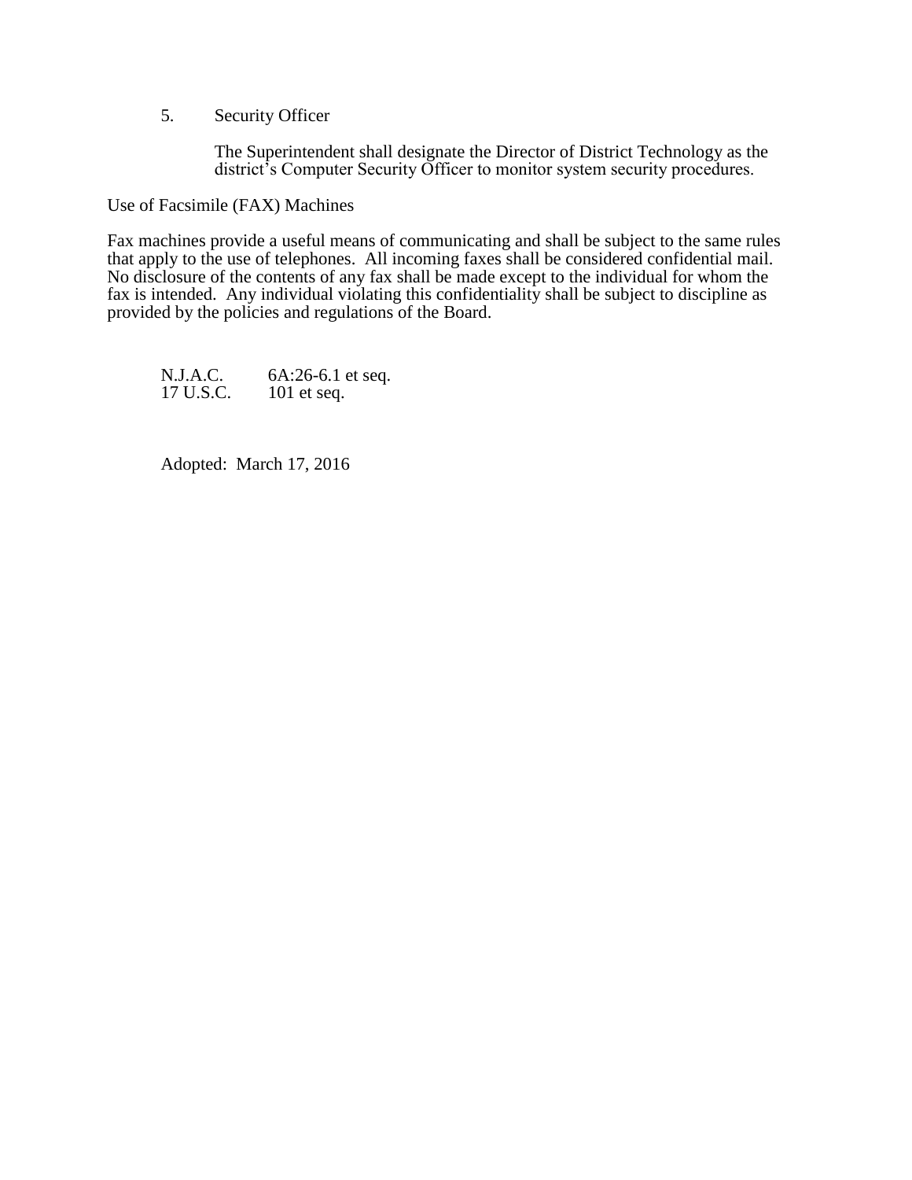5. Security Officer

   The Superintendent shall designate the Director of District Technology as the district's Computer Security Officer to monitor system security procedures.

Use of Facsimile (FAX) Machines

Fax machines provide a useful means of communicating and shall be subject to the same rules that apply to the use of telephones. All incoming faxes shall be considered confidential mail. No disclosure of the contents of any fax shall be made except to the individual for whom the fax is intended. Any individual violating this confidentiality shall be subject to discipline as provided by the policies and regulations of the Board.

| | |
|---|---|
| N.J.A.C. | 6A:26-6.1 et seq. |
| 17 U.S.C. | 101 et seq. |

Adopted: March 17, 2016